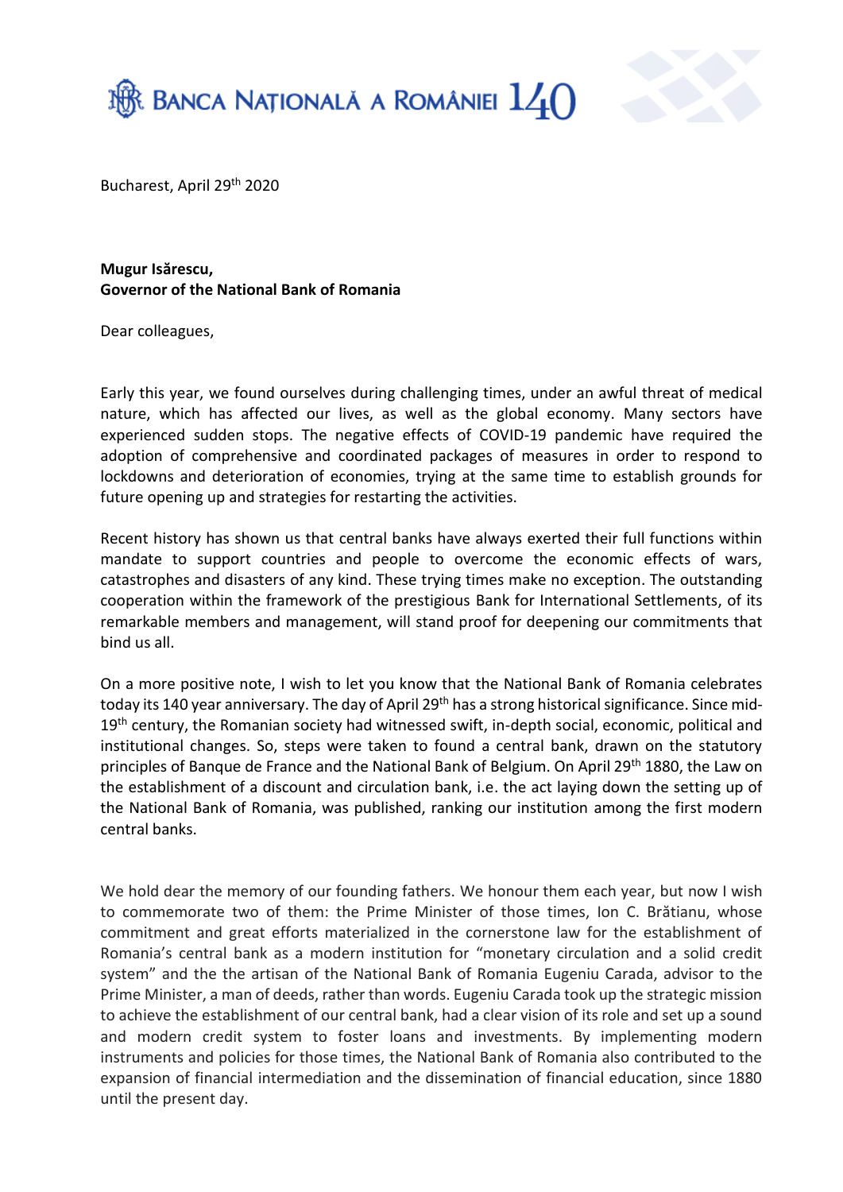Bucharest, April 29th 2020

**Mugur Isărescu,**
**Governor of the National Bank of Romania**

Dear colleagues,

Early this year, we found ourselves during challenging times, under an awful threat of medical nature, which has affected our lives, as well as the global economy. Many sectors have experienced sudden stops. The negative effects of COVID-19 pandemic have required the adoption of comprehensive and coordinated packages of measures in order to respond to lockdowns and deterioration of economies, trying at the same time to establish grounds for future opening up and strategies for restarting the activities.

Recent history has shown us that central banks have always exerted their full functions within mandate to support countries and people to overcome the economic effects of wars, catastrophes and disasters of any kind. These trying times make no exception. The outstanding cooperation within the framework of the prestigious Bank for International Settlements, of its remarkable members and management, will stand proof for deepening our commitments that bind us all.

On a more positive note, I wish to let you know that the National Bank of Romania celebrates today its 140 year anniversary. The day of April 29th has a strong historical significance. Since mid-19th century, the Romanian society had witnessed swift, in-depth social, economic, political and institutional changes. So, steps were taken to found a central bank, drawn on the statutory principles of Banque de France and the National Bank of Belgium. On April 29th 1880, the Law on the establishment of a discount and circulation bank, i.e. the act laying down the setting up of the National Bank of Romania, was published, ranking our institution among the first modern central banks.

We hold dear the memory of our founding fathers. We honour them each year, but now I wish to commemorate two of them: the Prime Minister of those times, Ion C. Brătianu, whose commitment and great efforts materialized in the cornerstone law for the establishment of Romania's central bank as a modern institution for "monetary circulation and a solid credit system" and the the artisan of the National Bank of Romania Eugeniu Carada, advisor to the Prime Minister, a man of deeds, rather than words. Eugeniu Carada took up the strategic mission to achieve the establishment of our central bank, had a clear vision of its role and set up a sound and modern credit system to foster loans and investments. By implementing modern instruments and policies for those times, the National Bank of Romania also contributed to the expansion of financial intermediation and the dissemination of financial education, since 1880 until the present day.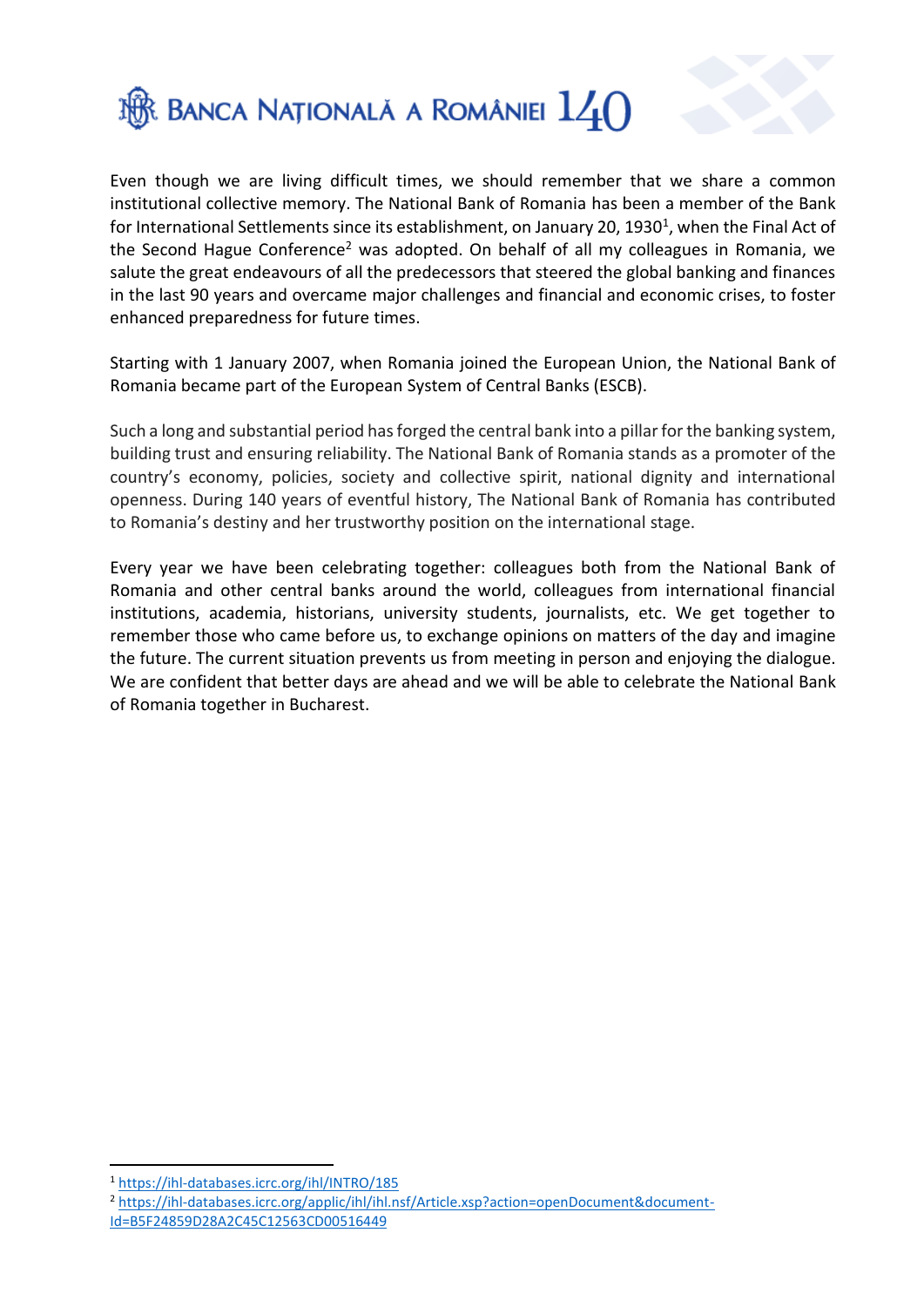Even though we are living difficult times, we should remember that we share a common institutional collective memory. The National Bank of Romania has been a member of the Bank for International Settlements since its establishment, on January 20, 1930[1], when the Final Act of the Second Hague Conference[2] was adopted. On behalf of all my colleagues in Romania, we salute the great endeavours of all the predecessors that steered the global banking and finances in the last 90 years and overcame major challenges and financial and economic crises, to foster enhanced preparedness for future times.

Starting with 1 January 2007, when Romania joined the European Union, the National Bank of Romania became part of the European System of Central Banks (ESCB).

Such a long and substantial period has forged the central bank into a pillar for the banking system, building trust and ensuring reliability. The National Bank of Romania stands as a promoter of the country's economy, policies, society and collective spirit, national dignity and international openness. During 140 years of eventful history, The National Bank of Romania has contributed to Romania's destiny and her trustworthy position on the international stage.

Every year we have been celebrating together: colleagues both from the National Bank of Romania and other central banks around the world, colleagues from international financial institutions, academia, historians, university students, journalists, etc. We get together to remember those who came before us, to exchange opinions on matters of the day and imagine the future. The current situation prevents us from meeting in person and enjoying the dialogue. We are confident that better days are ahead and we will be able to celebrate the National Bank of Romania together in Bucharest.

---

[1] https://ihl-databases.icrc.org/ihl/INTRO/185

[2] https://ihl-databases.icrc.org/applic/ihl/ihl.nsf/Article.xsp?action=openDocument&document-Id=B5F24859D28A2C45C12563CD00516449